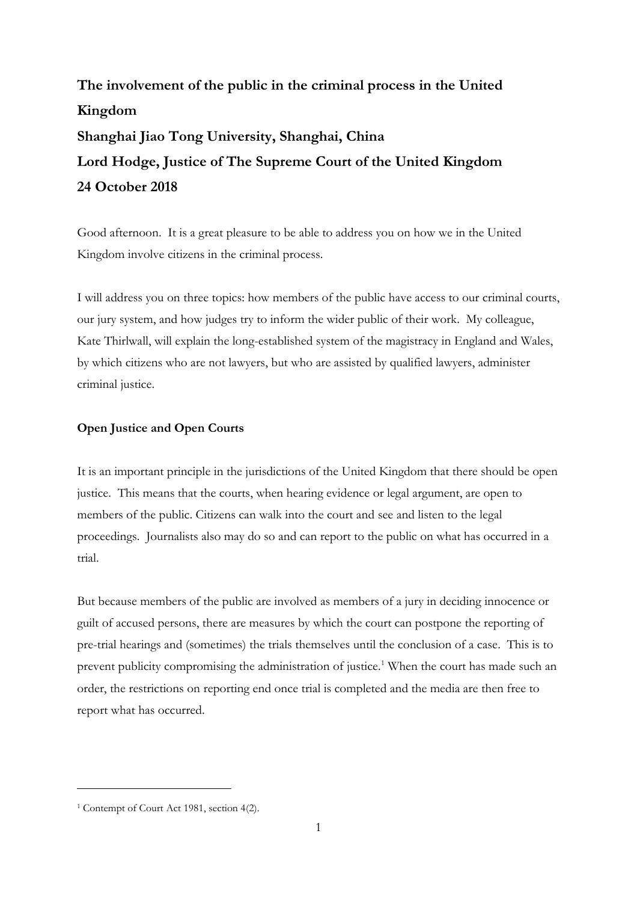# The involvement of the public in the criminal process in the United Kingdom

**Shanghai Jiao Tong University, Shanghai, China**

**Lord Hodge, Justice of The Supreme Court of the United Kingdom**

**24 October 2018**

Good afternoon. It is a great pleasure to be able to address you on how we in the United Kingdom involve citizens in the criminal process.

I will address you on three topics: how members of the public have access to our criminal courts, our jury system, and how judges try to inform the wider public of their work. My colleague, Kate Thirlwall, will explain the long-established system of the magistracy in England and Wales, by which citizens who are not lawyers, but who are assisted by qualified lawyers, administer criminal justice.

## Open Justice and Open Courts

It is an important principle in the jurisdictions of the United Kingdom that there should be open justice. This means that the courts, when hearing evidence or legal argument, are open to members of the public. Citizens can walk into the court and see and listen to the legal proceedings. Journalists also may do so and can report to the public on what has occurred in a trial.

But because members of the public are involved as members of a jury in deciding innocence or guilt of accused persons, there are measures by which the court can postpone the reporting of pre-trial hearings and (sometimes) the trials themselves until the conclusion of a case. This is to prevent publicity compromising the administration of justice.[1] When the court has made such an order, the restrictions on reporting end once trial is completed and the media are then free to report what has occurred.

---

[1] Contempt of Court Act 1981, section 4(2).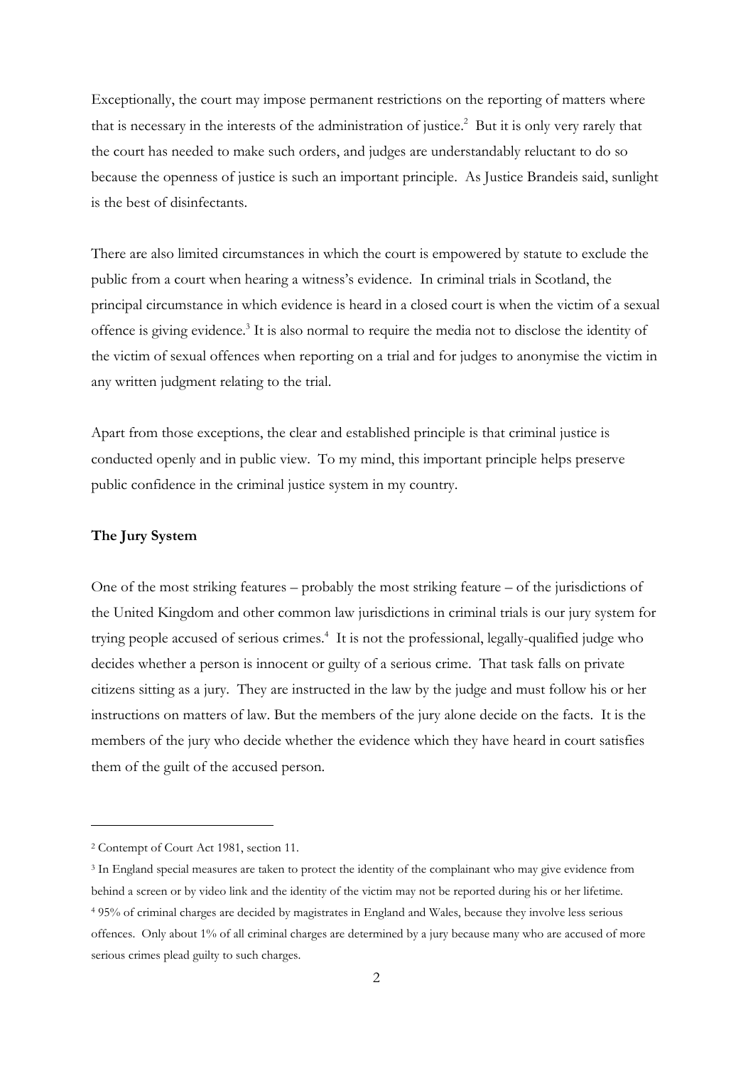Exceptionally, the court may impose permanent restrictions on the reporting of matters where that is necessary in the interests of the administration of justice.[2] But it is only very rarely that the court has needed to make such orders, and judges are understandably reluctant to do so because the openness of justice is such an important principle. As Justice Brandeis said, sunlight is the best of disinfectants.

There are also limited circumstances in which the court is empowered by statute to exclude the public from a court when hearing a witness's evidence. In criminal trials in Scotland, the principal circumstance in which evidence is heard in a closed court is when the victim of a sexual offence is giving evidence.[3] It is also normal to require the media not to disclose the identity of the victim of sexual offences when reporting on a trial and for judges to anonymise the victim in any written judgment relating to the trial.

Apart from those exceptions, the clear and established principle is that criminal justice is conducted openly and in public view. To my mind, this important principle helps preserve public confidence in the criminal justice system in my country.

**The Jury System**

One of the most striking features – probably the most striking feature – of the jurisdictions of the United Kingdom and other common law jurisdictions in criminal trials is our jury system for trying people accused of serious crimes.[4] It is not the professional, legally-qualified judge who decides whether a person is innocent or guilty of a serious crime. That task falls on private citizens sitting as a jury. They are instructed in the law by the judge and must follow his or her instructions on matters of law. But the members of the jury alone decide on the facts. It is the members of the jury who decide whether the evidence which they have heard in court satisfies them of the guilt of the accused person.

---

[2] Contempt of Court Act 1981, section 11.

[3] In England special measures are taken to protect the identity of the complainant who may give evidence from behind a screen or by video link and the identity of the victim may not be reported during his or her lifetime.

[4] 95% of criminal charges are decided by magistrates in England and Wales, because they involve less serious offences. Only about 1% of all criminal charges are determined by a jury because many who are accused of more serious crimes plead guilty to such charges.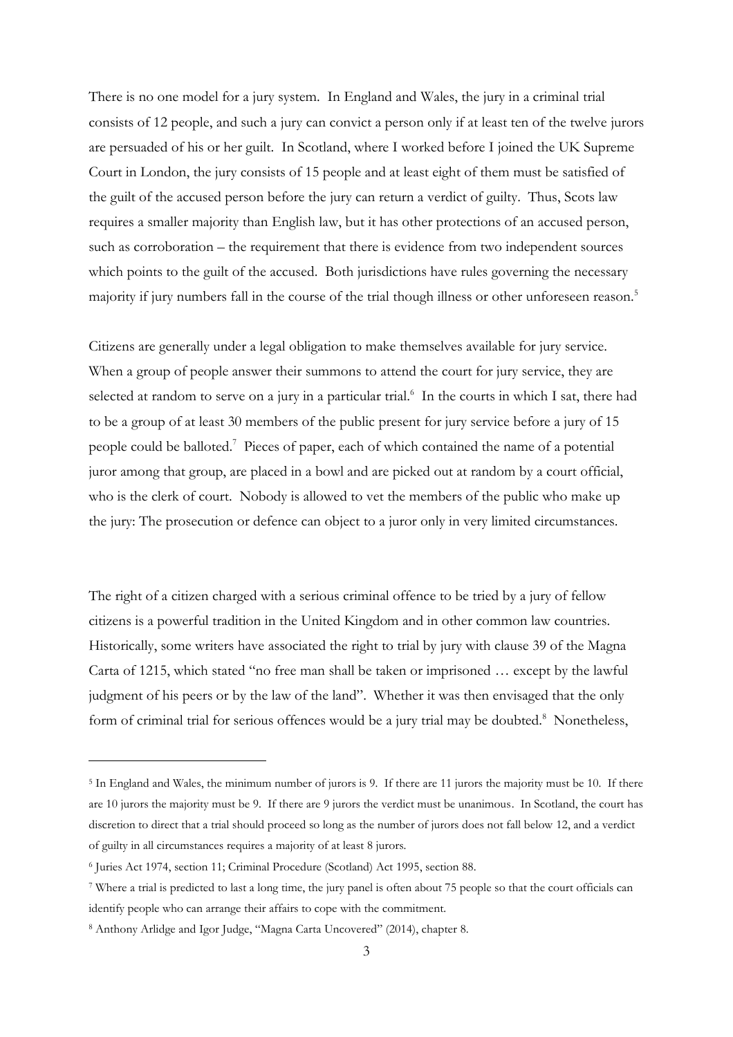There is no one model for a jury system. In England and Wales, the jury in a criminal trial consists of 12 people, and such a jury can convict a person only if at least ten of the twelve jurors are persuaded of his or her guilt. In Scotland, where I worked before I joined the UK Supreme Court in London, the jury consists of 15 people and at least eight of them must be satisfied of the guilt of the accused person before the jury can return a verdict of guilty. Thus, Scots law requires a smaller majority than English law, but it has other protections of an accused person, such as corroboration – the requirement that there is evidence from two independent sources which points to the guilt of the accused. Both jurisdictions have rules governing the necessary majority if jury numbers fall in the course of the trial though illness or other unforeseen reason.[5]

Citizens are generally under a legal obligation to make themselves available for jury service. When a group of people answer their summons to attend the court for jury service, they are selected at random to serve on a jury in a particular trial.[6] In the courts in which I sat, there had to be a group of at least 30 members of the public present for jury service before a jury of 15 people could be balloted.[7] Pieces of paper, each of which contained the name of a potential juror among that group, are placed in a bowl and are picked out at random by a court official, who is the clerk of court. Nobody is allowed to vet the members of the public who make up the jury: The prosecution or defence can object to a juror only in very limited circumstances.

The right of a citizen charged with a serious criminal offence to be tried by a jury of fellow citizens is a powerful tradition in the United Kingdom and in other common law countries. Historically, some writers have associated the right to trial by jury with clause 39 of the Magna Carta of 1215, which stated "no free man shall be taken or imprisoned … except by the lawful judgment of his peers or by the law of the land". Whether it was then envisaged that the only form of criminal trial for serious offences would be a jury trial may be doubted.[8] Nonetheless,

---

[5] In England and Wales, the minimum number of jurors is 9. If there are 11 jurors the majority must be 10. If there are 10 jurors the majority must be 9. If there are 9 jurors the verdict must be unanimous. In Scotland, the court has discretion to direct that a trial should proceed so long as the number of jurors does not fall below 12, and a verdict of guilty in all circumstances requires a majority of at least 8 jurors.

[6] Juries Act 1974, section 11; Criminal Procedure (Scotland) Act 1995, section 88.

[7] Where a trial is predicted to last a long time, the jury panel is often about 75 people so that the court officials can identify people who can arrange their affairs to cope with the commitment.

[8] Anthony Arlidge and Igor Judge, "Magna Carta Uncovered" (2014), chapter 8.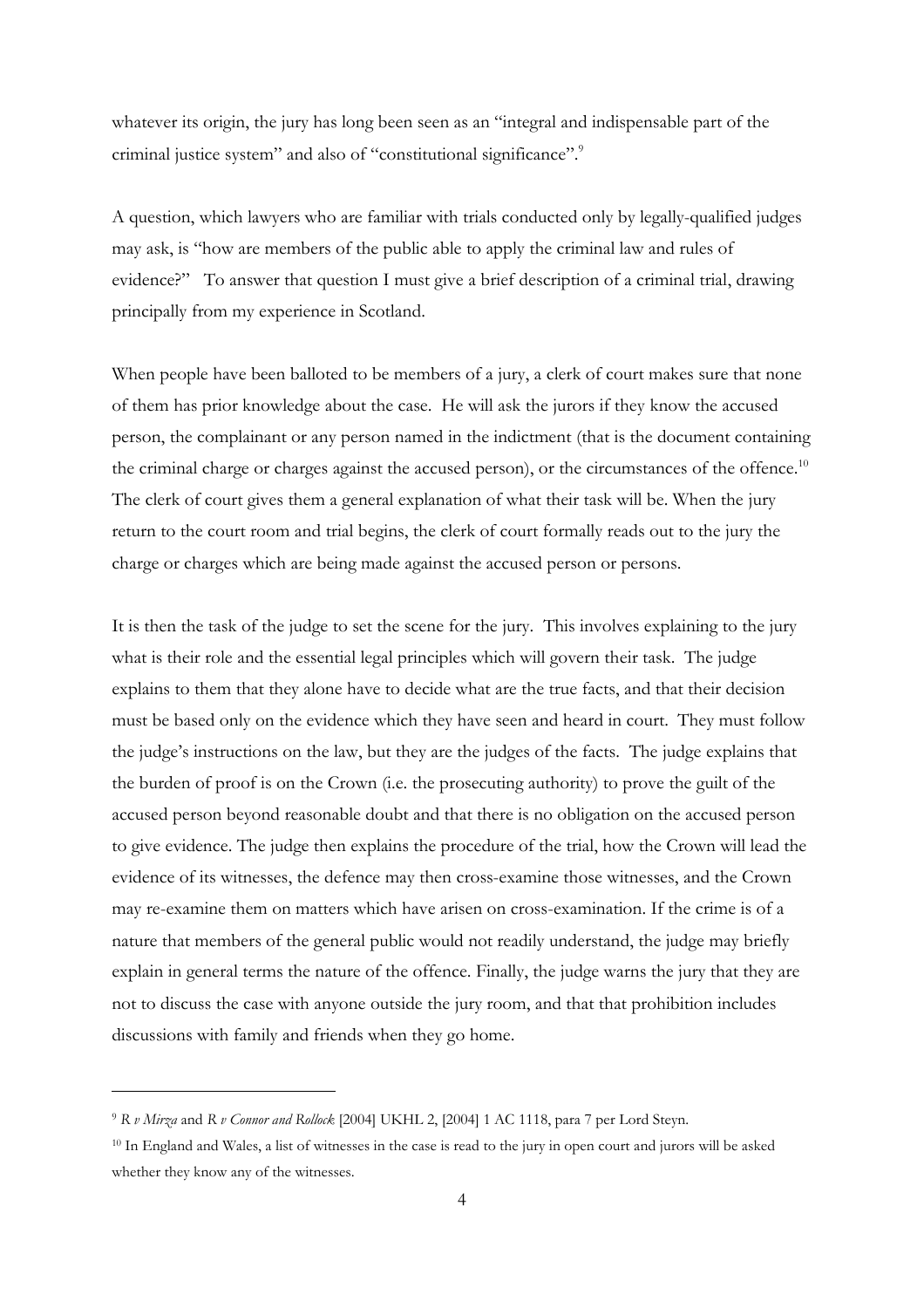whatever its origin, the jury has long been seen as an "integral and indispensable part of the criminal justice system" and also of "constitutional significance".[9]

A question, which lawyers who are familiar with trials conducted only by legally-qualified judges may ask, is "how are members of the public able to apply the criminal law and rules of evidence?" To answer that question I must give a brief description of a criminal trial, drawing principally from my experience in Scotland.

When people have been balloted to be members of a jury, a clerk of court makes sure that none of them has prior knowledge about the case. He will ask the jurors if they know the accused person, the complainant or any person named in the indictment (that is the document containing the criminal charge or charges against the accused person), or the circumstances of the offence.[10] The clerk of court gives them a general explanation of what their task will be. When the jury return to the court room and trial begins, the clerk of court formally reads out to the jury the charge or charges which are being made against the accused person or persons.

It is then the task of the judge to set the scene for the jury. This involves explaining to the jury what is their role and the essential legal principles which will govern their task. The judge explains to them that they alone have to decide what are the true facts, and that their decision must be based only on the evidence which they have seen and heard in court. They must follow the judge's instructions on the law, but they are the judges of the facts. The judge explains that the burden of proof is on the Crown (i.e. the prosecuting authority) to prove the guilt of the accused person beyond reasonable doubt and that there is no obligation on the accused person to give evidence. The judge then explains the procedure of the trial, how the Crown will lead the evidence of its witnesses, the defence may then cross-examine those witnesses, and the Crown may re-examine them on matters which have arisen on cross-examination. If the crime is of a nature that members of the general public would not readily understand, the judge may briefly explain in general terms the nature of the offence. Finally, the judge warns the jury that they are not to discuss the case with anyone outside the jury room, and that that prohibition includes discussions with family and friends when they go home.

---

[9] *R v Mirza* and *R v Connor and Rollock* [2004] UKHL 2, [2004] 1 AC 1118, para 7 per Lord Steyn.

[10] In England and Wales, a list of witnesses in the case is read to the jury in open court and jurors will be asked whether they know any of the witnesses.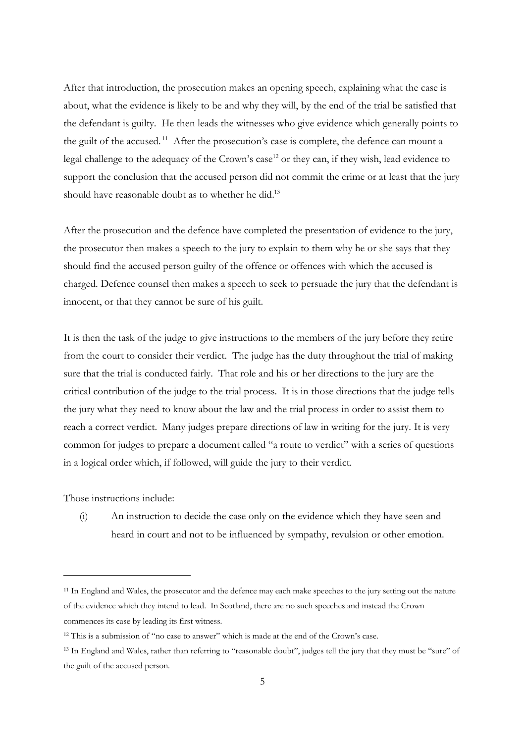After that introduction, the prosecution makes an opening speech, explaining what the case is about, what the evidence is likely to be and why they will, by the end of the trial be satisfied that the defendant is guilty. He then leads the witnesses who give evidence which generally points to the guilt of the accused.[11] After the prosecution's case is complete, the defence can mount a legal challenge to the adequacy of the Crown's case[12] or they can, if they wish, lead evidence to support the conclusion that the accused person did not commit the crime or at least that the jury should have reasonable doubt as to whether he did.[13]

After the prosecution and the defence have completed the presentation of evidence to the jury, the prosecutor then makes a speech to the jury to explain to them why he or she says that they should find the accused person guilty of the offence or offences with which the accused is charged. Defence counsel then makes a speech to seek to persuade the jury that the defendant is innocent, or that they cannot be sure of his guilt.

It is then the task of the judge to give instructions to the members of the jury before they retire from the court to consider their verdict. The judge has the duty throughout the trial of making sure that the trial is conducted fairly. That role and his or her directions to the jury are the critical contribution of the judge to the trial process. It is in those directions that the judge tells the jury what they need to know about the law and the trial process in order to assist them to reach a correct verdict. Many judges prepare directions of law in writing for the jury. It is very common for judges to prepare a document called "a route to verdict" with a series of questions in a logical order which, if followed, will guide the jury to their verdict.

Those instructions include:

(i) An instruction to decide the case only on the evidence which they have seen and heard in court and not to be influenced by sympathy, revulsion or other emotion.

---

[11] In England and Wales, the prosecutor and the defence may each make speeches to the jury setting out the nature of the evidence which they intend to lead. In Scotland, there are no such speeches and instead the Crown commences its case by leading its first witness.

[12] This is a submission of "no case to answer" which is made at the end of the Crown's case.

[13] In England and Wales, rather than referring to "reasonable doubt", judges tell the jury that they must be "sure" of the guilt of the accused person.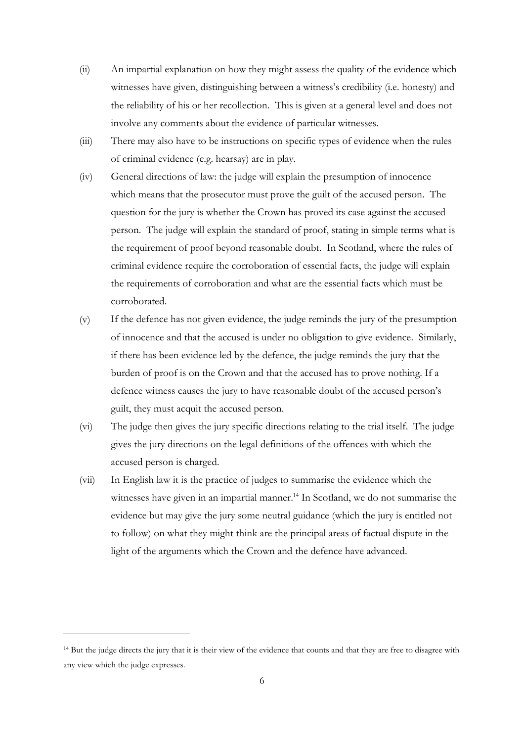(ii) An impartial explanation on how they might assess the quality of the evidence which witnesses have given, distinguishing between a witness's credibility (i.e. honesty) and the reliability of his or her recollection. This is given at a general level and does not involve any comments about the evidence of particular witnesses.

(iii) There may also have to be instructions on specific types of evidence when the rules of criminal evidence (e.g. hearsay) are in play.

(iv) General directions of law: the judge will explain the presumption of innocence which means that the prosecutor must prove the guilt of the accused person. The question for the jury is whether the Crown has proved its case against the accused person. The judge will explain the standard of proof, stating in simple terms what is the requirement of proof beyond reasonable doubt. In Scotland, where the rules of criminal evidence require the corroboration of essential facts, the judge will explain the requirements of corroboration and what are the essential facts which must be corroborated.

(v) If the defence has not given evidence, the judge reminds the jury of the presumption of innocence and that the accused is under no obligation to give evidence. Similarly, if there has been evidence led by the defence, the judge reminds the jury that the burden of proof is on the Crown and that the accused has to prove nothing. If a defence witness causes the jury to have reasonable doubt of the accused person's guilt, they must acquit the accused person.

(vi) The judge then gives the jury specific directions relating to the trial itself. The judge gives the jury directions on the legal definitions of the offences with which the accused person is charged.

(vii) In English law it is the practice of judges to summarise the evidence which the witnesses have given in an impartial manner.[14] In Scotland, we do not summarise the evidence but may give the jury some neutral guidance (which the jury is entitled not to follow) on what they might think are the principal areas of factual dispute in the light of the arguments which the Crown and the defence have advanced.

---

[14] But the judge directs the jury that it is their view of the evidence that counts and that they are free to disagree with any view which the judge expresses.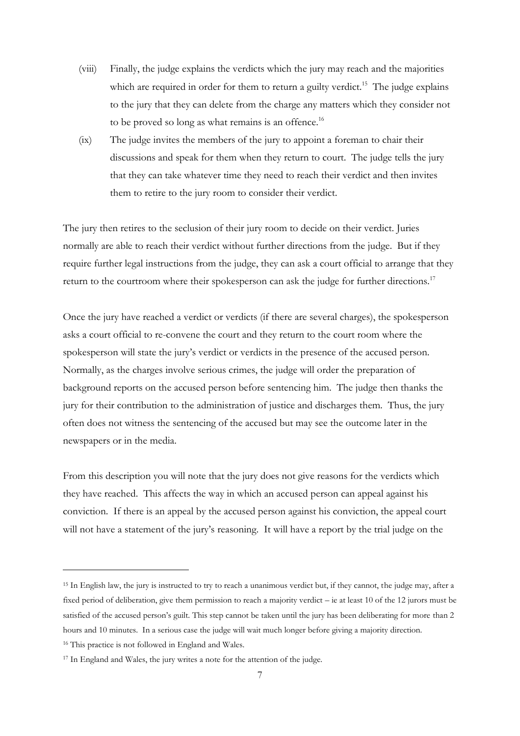(viii) Finally, the judge explains the verdicts which the jury may reach and the majorities which are required in order for them to return a guilty verdict.[15] The judge explains to the jury that they can delete from the charge any matters which they consider not to be proved so long as what remains is an offence.[16]

(ix) The judge invites the members of the jury to appoint a foreman to chair their discussions and speak for them when they return to court. The judge tells the jury that they can take whatever time they need to reach their verdict and then invites them to retire to the jury room to consider their verdict.

The jury then retires to the seclusion of their jury room to decide on their verdict. Juries normally are able to reach their verdict without further directions from the judge. But if they require further legal instructions from the judge, they can ask a court official to arrange that they return to the courtroom where their spokesperson can ask the judge for further directions.[17]

Once the jury have reached a verdict or verdicts (if there are several charges), the spokesperson asks a court official to re-convene the court and they return to the court room where the spokesperson will state the jury's verdict or verdicts in the presence of the accused person. Normally, as the charges involve serious crimes, the judge will order the preparation of background reports on the accused person before sentencing him. The judge then thanks the jury for their contribution to the administration of justice and discharges them. Thus, the jury often does not witness the sentencing of the accused but may see the outcome later in the newspapers or in the media.

From this description you will note that the jury does not give reasons for the verdicts which they have reached. This affects the way in which an accused person can appeal against his conviction. If there is an appeal by the accused person against his conviction, the appeal court will not have a statement of the jury's reasoning. It will have a report by the trial judge on the

---

[15] In English law, the jury is instructed to try to reach a unanimous verdict but, if they cannot, the judge may, after a fixed period of deliberation, give them permission to reach a majority verdict – ie at least 10 of the 12 jurors must be satisfied of the accused person's guilt. This step cannot be taken until the jury has been deliberating for more than 2 hours and 10 minutes. In a serious case the judge will wait much longer before giving a majority direction.

[16] This practice is not followed in England and Wales.

[17] In England and Wales, the jury writes a note for the attention of the judge.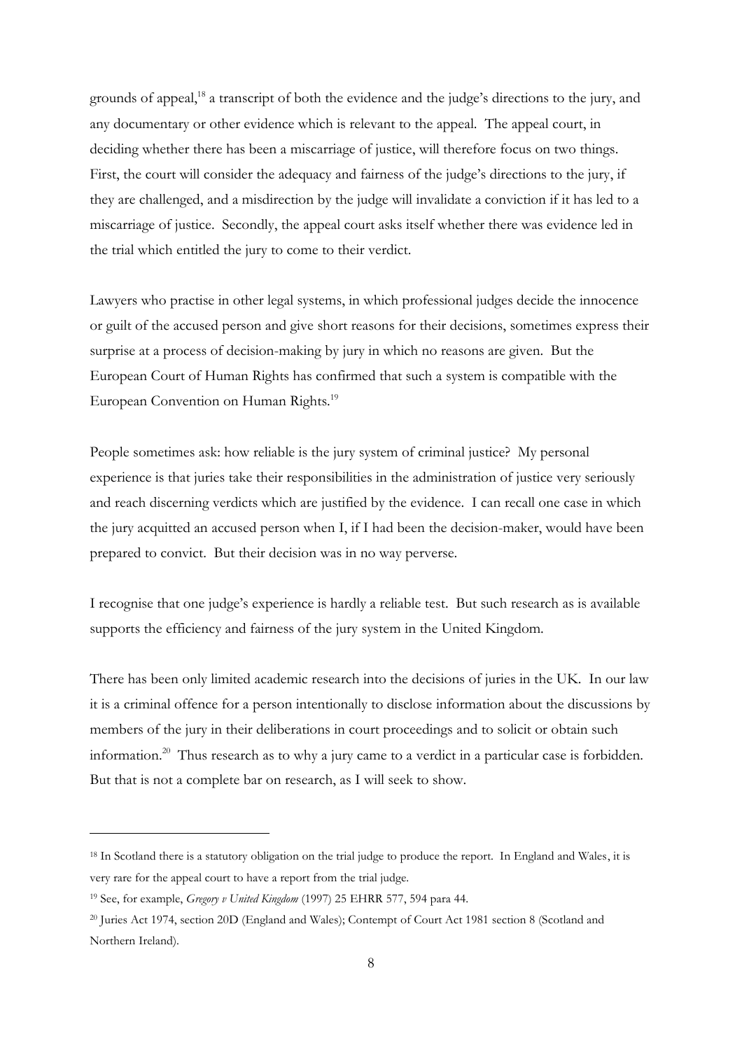grounds of appeal,[18] a transcript of both the evidence and the judge's directions to the jury, and any documentary or other evidence which is relevant to the appeal. The appeal court, in deciding whether there has been a miscarriage of justice, will therefore focus on two things. First, the court will consider the adequacy and fairness of the judge's directions to the jury, if they are challenged, and a misdirection by the judge will invalidate a conviction if it has led to a miscarriage of justice. Secondly, the appeal court asks itself whether there was evidence led in the trial which entitled the jury to come to their verdict.

Lawyers who practise in other legal systems, in which professional judges decide the innocence or guilt of the accused person and give short reasons for their decisions, sometimes express their surprise at a process of decision-making by jury in which no reasons are given. But the European Court of Human Rights has confirmed that such a system is compatible with the European Convention on Human Rights.[19]

People sometimes ask: how reliable is the jury system of criminal justice? My personal experience is that juries take their responsibilities in the administration of justice very seriously and reach discerning verdicts which are justified by the evidence. I can recall one case in which the jury acquitted an accused person when I, if I had been the decision-maker, would have been prepared to convict. But their decision was in no way perverse.

I recognise that one judge's experience is hardly a reliable test. But such research as is available supports the efficiency and fairness of the jury system in the United Kingdom.

There has been only limited academic research into the decisions of juries in the UK. In our law it is a criminal offence for a person intentionally to disclose information about the discussions by members of the jury in their deliberations in court proceedings and to solicit or obtain such information.[20] Thus research as to why a jury came to a verdict in a particular case is forbidden. But that is not a complete bar on research, as I will seek to show.

---

[18] In Scotland there is a statutory obligation on the trial judge to produce the report. In England and Wales, it is very rare for the appeal court to have a report from the trial judge.

[19] See, for example, *Gregory v United Kingdom* (1997) 25 EHRR 577, 594 para 44.

[20] Juries Act 1974, section 20D (England and Wales); Contempt of Court Act 1981 section 8 (Scotland and Northern Ireland).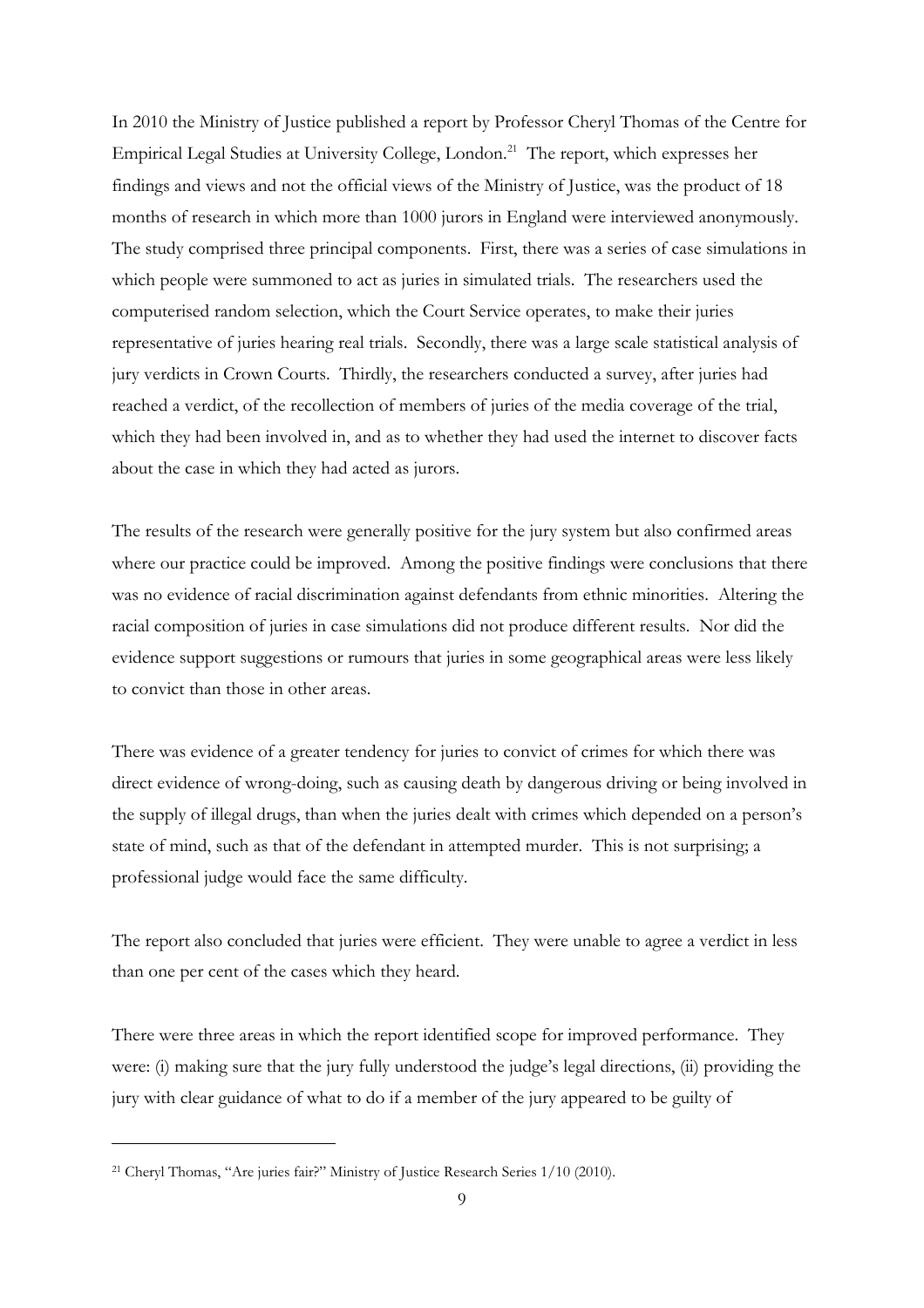In 2010 the Ministry of Justice published a report by Professor Cheryl Thomas of the Centre for Empirical Legal Studies at University College, London.[21] The report, which expresses her findings and views and not the official views of the Ministry of Justice, was the product of 18 months of research in which more than 1000 jurors in England were interviewed anonymously. The study comprised three principal components. First, there was a series of case simulations in which people were summoned to act as juries in simulated trials. The researchers used the computerised random selection, which the Court Service operates, to make their juries representative of juries hearing real trials. Secondly, there was a large scale statistical analysis of jury verdicts in Crown Courts. Thirdly, the researchers conducted a survey, after juries had reached a verdict, of the recollection of members of juries of the media coverage of the trial, which they had been involved in, and as to whether they had used the internet to discover facts about the case in which they had acted as jurors.

The results of the research were generally positive for the jury system but also confirmed areas where our practice could be improved. Among the positive findings were conclusions that there was no evidence of racial discrimination against defendants from ethnic minorities. Altering the racial composition of juries in case simulations did not produce different results. Nor did the evidence support suggestions or rumours that juries in some geographical areas were less likely to convict than those in other areas.

There was evidence of a greater tendency for juries to convict of crimes for which there was direct evidence of wrong-doing, such as causing death by dangerous driving or being involved in the supply of illegal drugs, than when the juries dealt with crimes which depended on a person's state of mind, such as that of the defendant in attempted murder. This is not surprising; a professional judge would face the same difficulty.

The report also concluded that juries were efficient. They were unable to agree a verdict in less than one per cent of the cases which they heard.

There were three areas in which the report identified scope for improved performance. They were: (i) making sure that the jury fully understood the judge's legal directions, (ii) providing the jury with clear guidance of what to do if a member of the jury appeared to be guilty of

---

[21] Cheryl Thomas, "Are juries fair?" Ministry of Justice Research Series 1/10 (2010).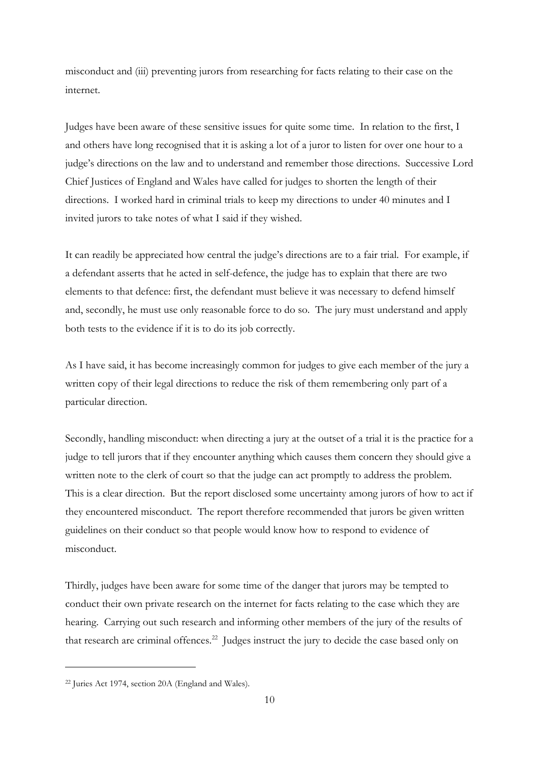misconduct and (iii) preventing jurors from researching for facts relating to their case on the internet.

Judges have been aware of these sensitive issues for quite some time. In relation to the first, I and others have long recognised that it is asking a lot of a juror to listen for over one hour to a judge's directions on the law and to understand and remember those directions. Successive Lord Chief Justices of England and Wales have called for judges to shorten the length of their directions. I worked hard in criminal trials to keep my directions to under 40 minutes and I invited jurors to take notes of what I said if they wished.

It can readily be appreciated how central the judge's directions are to a fair trial. For example, if a defendant asserts that he acted in self-defence, the judge has to explain that there are two elements to that defence: first, the defendant must believe it was necessary to defend himself and, secondly, he must use only reasonable force to do so. The jury must understand and apply both tests to the evidence if it is to do its job correctly.

As I have said, it has become increasingly common for judges to give each member of the jury a written copy of their legal directions to reduce the risk of them remembering only part of a particular direction.

Secondly, handling misconduct: when directing a jury at the outset of a trial it is the practice for a judge to tell jurors that if they encounter anything which causes them concern they should give a written note to the clerk of court so that the judge can act promptly to address the problem. This is a clear direction. But the report disclosed some uncertainty among jurors of how to act if they encountered misconduct. The report therefore recommended that jurors be given written guidelines on their conduct so that people would know how to respond to evidence of misconduct.

Thirdly, judges have been aware for some time of the danger that jurors may be tempted to conduct their own private research on the internet for facts relating to the case which they are hearing. Carrying out such research and informing other members of the jury of the results of that research are criminal offences.[22] Judges instruct the jury to decide the case based only on

---

[22] Juries Act 1974, section 20A (England and Wales).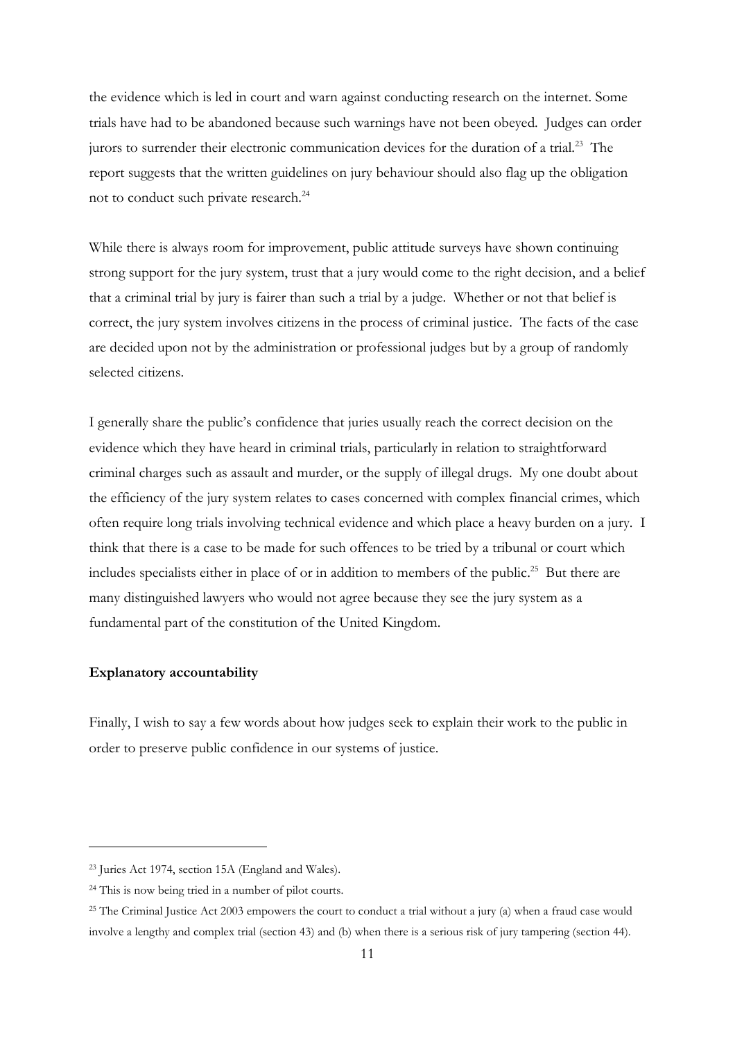the evidence which is led in court and warn against conducting research on the internet. Some trials have had to be abandoned because such warnings have not been obeyed. Judges can order jurors to surrender their electronic communication devices for the duration of a trial.[23] The report suggests that the written guidelines on jury behaviour should also flag up the obligation not to conduct such private research.[24]

While there is always room for improvement, public attitude surveys have shown continuing strong support for the jury system, trust that a jury would come to the right decision, and a belief that a criminal trial by jury is fairer than such a trial by a judge. Whether or not that belief is correct, the jury system involves citizens in the process of criminal justice. The facts of the case are decided upon not by the administration or professional judges but by a group of randomly selected citizens.

I generally share the public's confidence that juries usually reach the correct decision on the evidence which they have heard in criminal trials, particularly in relation to straightforward criminal charges such as assault and murder, or the supply of illegal drugs. My one doubt about the efficiency of the jury system relates to cases concerned with complex financial crimes, which often require long trials involving technical evidence and which place a heavy burden on a jury. I think that there is a case to be made for such offences to be tried by a tribunal or court which includes specialists either in place of or in addition to members of the public.[25] But there are many distinguished lawyers who would not agree because they see the jury system as a fundamental part of the constitution of the United Kingdom.

**Explanatory accountability**

Finally, I wish to say a few words about how judges seek to explain their work to the public in order to preserve public confidence in our systems of justice.

---

[23] Juries Act 1974, section 15A (England and Wales).

[24] This is now being tried in a number of pilot courts.

[25] The Criminal Justice Act 2003 empowers the court to conduct a trial without a jury (a) when a fraud case would involve a lengthy and complex trial (section 43) and (b) when there is a serious risk of jury tampering (section 44).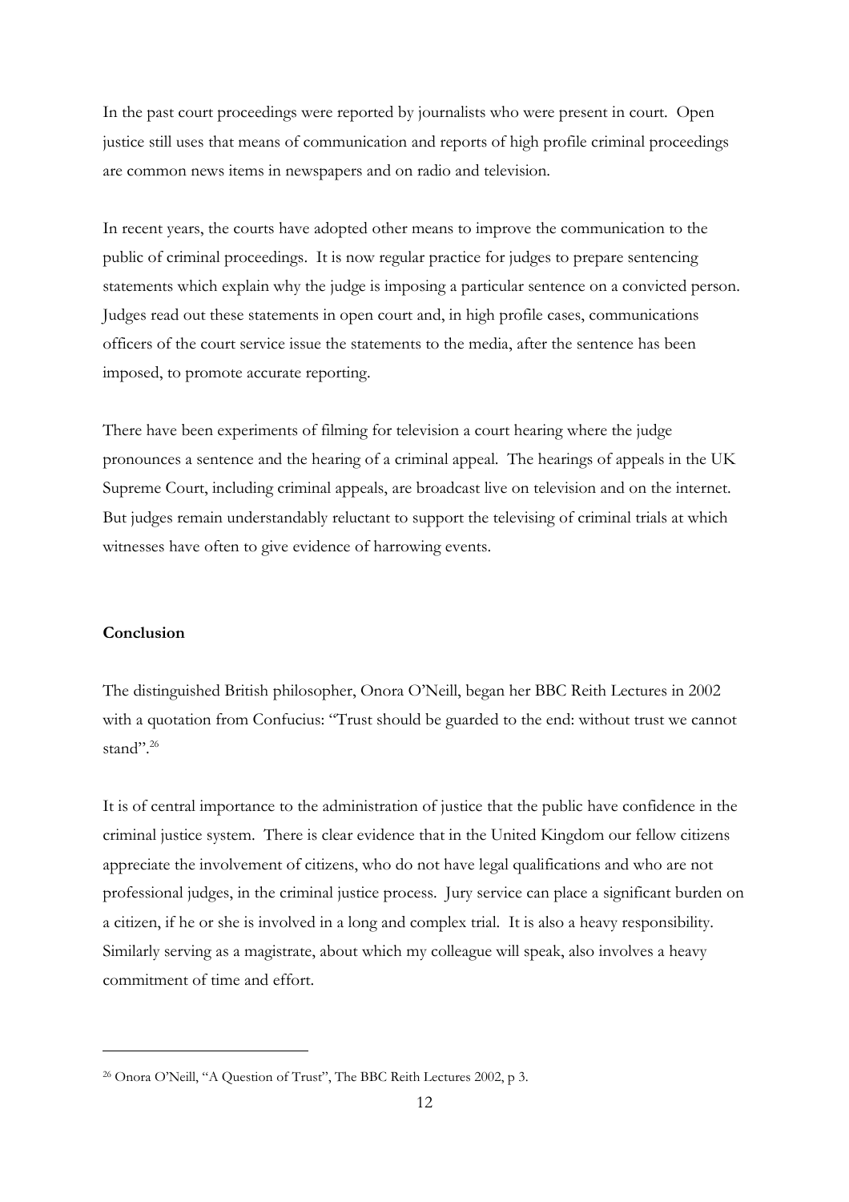In the past court proceedings were reported by journalists who were present in court. Open justice still uses that means of communication and reports of high profile criminal proceedings are common news items in newspapers and on radio and television.

In recent years, the courts have adopted other means to improve the communication to the public of criminal proceedings. It is now regular practice for judges to prepare sentencing statements which explain why the judge is imposing a particular sentence on a convicted person. Judges read out these statements in open court and, in high profile cases, communications officers of the court service issue the statements to the media, after the sentence has been imposed, to promote accurate reporting.

There have been experiments of filming for television a court hearing where the judge pronounces a sentence and the hearing of a criminal appeal. The hearings of appeals in the UK Supreme Court, including criminal appeals, are broadcast live on television and on the internet. But judges remain understandably reluctant to support the televising of criminal trials at which witnesses have often to give evidence of harrowing events.

**Conclusion**

The distinguished British philosopher, Onora O'Neill, began her BBC Reith Lectures in 2002 with a quotation from Confucius: "Trust should be guarded to the end: without trust we cannot stand".[26]

It is of central importance to the administration of justice that the public have confidence in the criminal justice system. There is clear evidence that in the United Kingdom our fellow citizens appreciate the involvement of citizens, who do not have legal qualifications and who are not professional judges, in the criminal justice process. Jury service can place a significant burden on a citizen, if he or she is involved in a long and complex trial. It is also a heavy responsibility. Similarly serving as a magistrate, about which my colleague will speak, also involves a heavy commitment of time and effort.

---

[26] Onora O'Neill, "A Question of Trust", The BBC Reith Lectures 2002, p 3.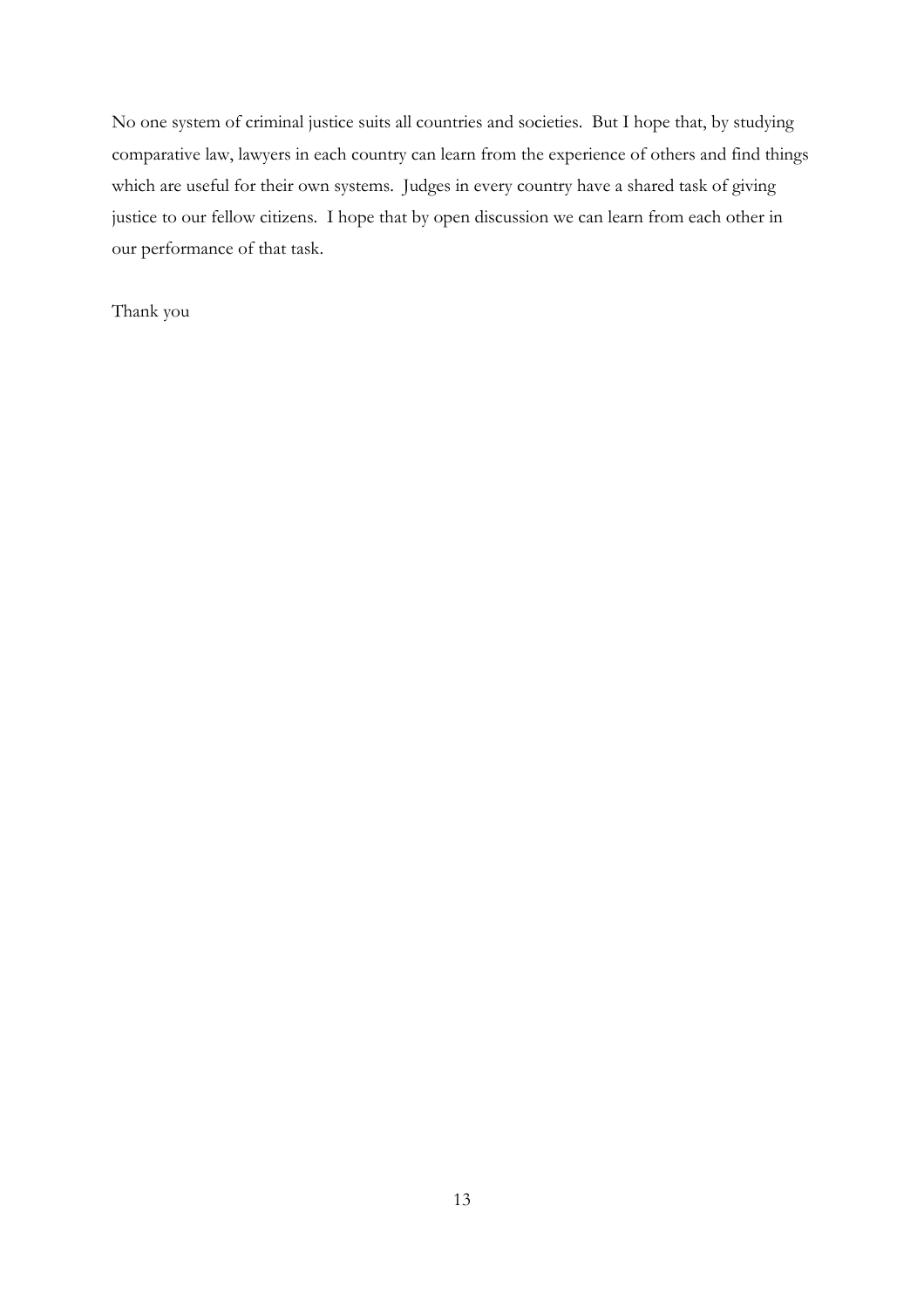No one system of criminal justice suits all countries and societies. But I hope that, by studying comparative law, lawyers in each country can learn from the experience of others and find things which are useful for their own systems. Judges in every country have a shared task of giving justice to our fellow citizens. I hope that by open discussion we can learn from each other in our performance of that task.

Thank you